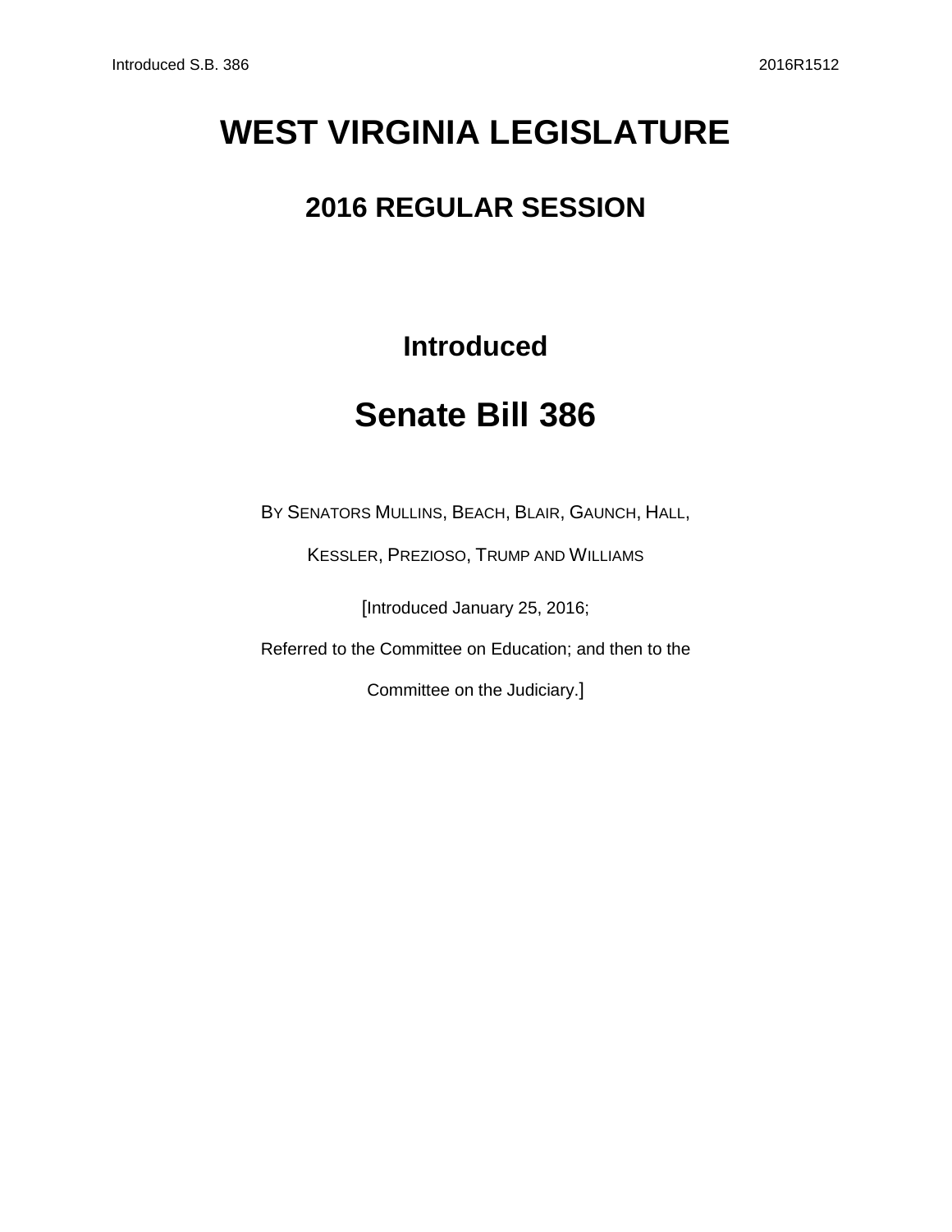# WEST VIRGINIA LEGISLATURE

## 2016 REGULAR SESSION

### Introduced

# Senate Bill 386

BY SENATORS MULLINS, BEACH, BLAIR, GAUNCH, HALL,

KESSLER, PREZIOSO, TRUMP AND WILLIAMS

[Introduced January 25, 2016;

Referred to the Committee on Education; and then to the

Committee on the Judiciary.]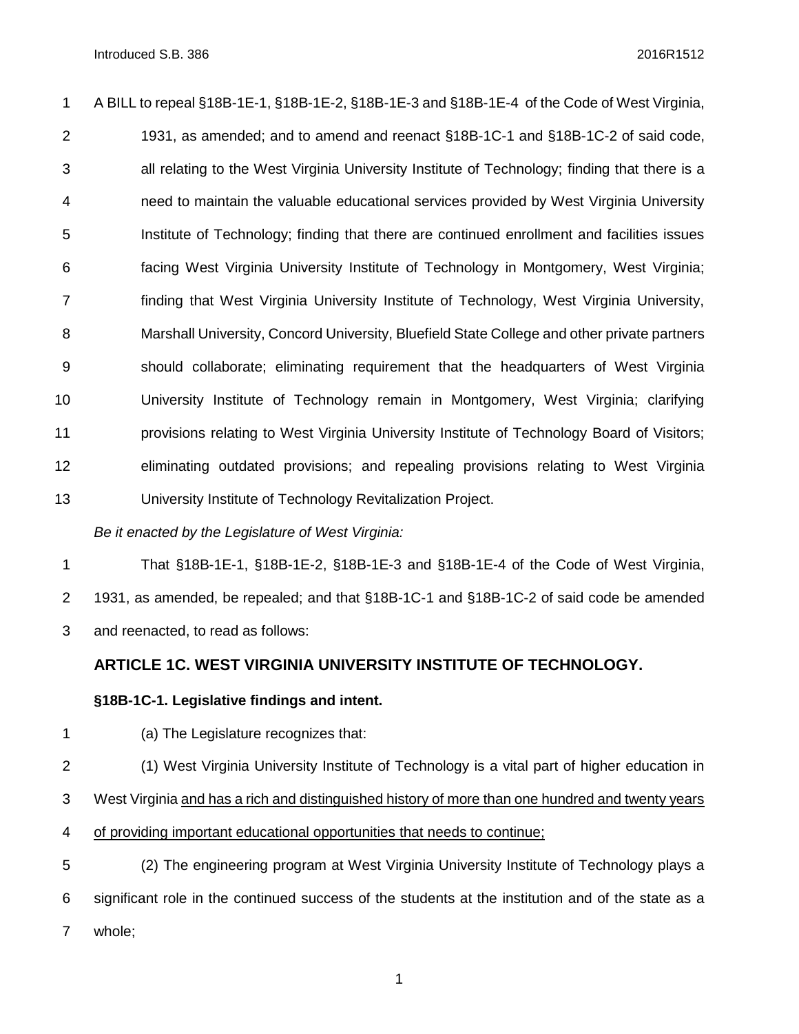A BILL to repeal §18B-1E-1, §18B-1E-2, §18B-1E-3 and §18B-1E-4 of the Code of West Virginia, 1931, as amended; and to amend and reenact §18B-1C-1 and §18B-1C-2 of said code, all relating to the West Virginia University Institute of Technology; finding that there is a need to maintain the valuable educational services provided by West Virginia University Institute of Technology; finding that there are continued enrollment and facilities issues facing West Virginia University Institute of Technology in Montgomery, West Virginia; finding that West Virginia University Institute of Technology, West Virginia University, Marshall University, Concord University, Bluefield State College and other private partners should collaborate; eliminating requirement that the headquarters of West Virginia University Institute of Technology remain in Montgomery, West Virginia; clarifying provisions relating to West Virginia University Institute of Technology Board of Visitors; eliminating outdated provisions; and repealing provisions relating to West Virginia University Institute of Technology Revitalization Project.

*Be it enacted by the Legislature of West Virginia:*

That §18B-1E-1, §18B-1E-2, §18B-1E-3 and §18B-1E-4 of the Code of West Virginia, 1931, as amended, be repealed; and that §18B-1C-1 and §18B-1C-2 of said code be amended and reenacted, to read as follows:

## ARTICLE 1C. WEST VIRGINIA UNIVERSITY INSTITUTE OF TECHNOLOGY.

### §18B-1C-1. Legislative findings and intent.

(a) The Legislature recognizes that:

(1) West Virginia University Institute of Technology is a vital part of higher education in West Virginia <u>and has a rich and distinguished history of more than one hundred and twenty years of providing important educational opportunities that needs to continue;</u>

(2) The engineering program at West Virginia University Institute of Technology plays a significant role in the continued success of the students at the institution and of the state as a whole;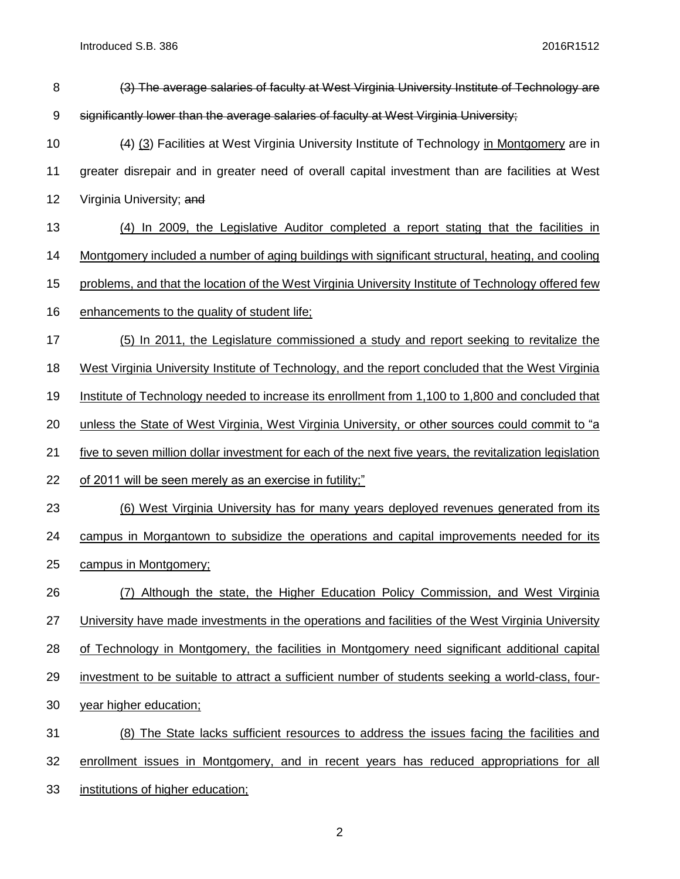~~(3) The average salaries of faculty at West Virginia University Institute of Technology are significantly lower than the average salaries of faculty at West Virginia University;~~

~~(4)~~ <u>(3)</u> Facilities at West Virginia University Institute of Technology <u>in Montgomery</u> are in greater disrepair and in greater need of overall capital investment than are facilities at West Virginia University; ~~and~~

<u>(4) In 2009, the Legislative Auditor completed a report stating that the facilities in Montgomery included a number of aging buildings with significant structural, heating, and cooling problems, and that the location of the West Virginia University Institute of Technology offered few enhancements to the quality of student life;</u>

<u>(5) In 2011, the Legislature commissioned a study and report seeking to revitalize the West Virginia University Institute of Technology, and the report concluded that the West Virginia Institute of Technology needed to increase its enrollment from 1,100 to 1,800 and concluded that unless the State of West Virginia, West Virginia University, or other sources could commit to "a five to seven million dollar investment for each of the next five years, the revitalization legislation of 2011 will be seen merely as an exercise in futility;"</u>

<u>(6) West Virginia University has for many years deployed revenues generated from its campus in Morgantown to subsidize the operations and capital improvements needed for its campus in Montgomery;</u>

<u>(7) Although the state, the Higher Education Policy Commission, and West Virginia University have made investments in the operations and facilities of the West Virginia University of Technology in Montgomery, the facilities in Montgomery need significant additional capital investment to be suitable to attract a sufficient number of students seeking a world-class, four-year higher education;</u>

<u>(8) The State lacks sufficient resources to address the issues facing the facilities and enrollment issues in Montgomery, and in recent years has reduced appropriations for all institutions of higher education;</u>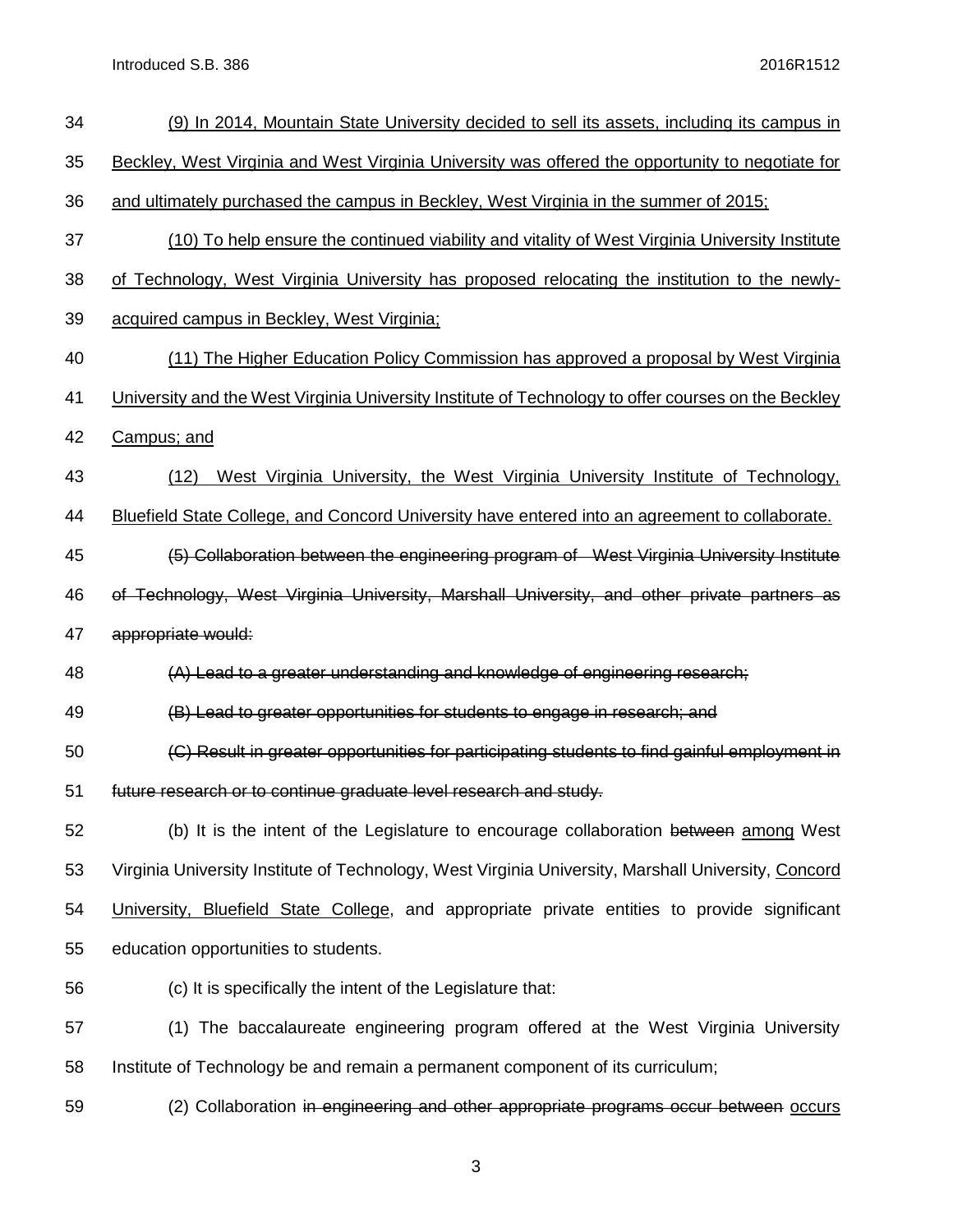(9) In 2014, Mountain State University decided to sell its assets, including its campus in Beckley, West Virginia and West Virginia University was offered the opportunity to negotiate for and ultimately purchased the campus in Beckley, West Virginia in the summer of 2015;

(10) To help ensure the continued viability and vitality of West Virginia University Institute of Technology, West Virginia University has proposed relocating the institution to the newly-acquired campus in Beckley, West Virginia;

(11) The Higher Education Policy Commission has approved a proposal by West Virginia University and the West Virginia University Institute of Technology to offer courses on the Beckley Campus; and

(12) West Virginia University, the West Virginia University Institute of Technology, Bluefield State College, and Concord University have entered into an agreement to collaborate.

~~(5) Collaboration between the engineering program of West Virginia University Institute of Technology, West Virginia University, Marshall University, and other private partners as appropriate would:~~

~~(A) Lead to a greater understanding and knowledge of engineering research;~~

~~(B) Lead to greater opportunities for students to engage in research; and~~

~~(C) Result in greater opportunities for participating students to find gainful employment in future research or to continue graduate level research and study.~~

(b) It is the intent of the Legislature to encourage collaboration ~~between~~ among West Virginia University Institute of Technology, West Virginia University, Marshall University, Concord University, Bluefield State College, and appropriate private entities to provide significant education opportunities to students.

(c) It is specifically the intent of the Legislature that:

(1) The baccalaureate engineering program offered at the West Virginia University Institute of Technology be and remain a permanent component of its curriculum;

(2) Collaboration ~~in engineering and other appropriate programs occur between~~ occurs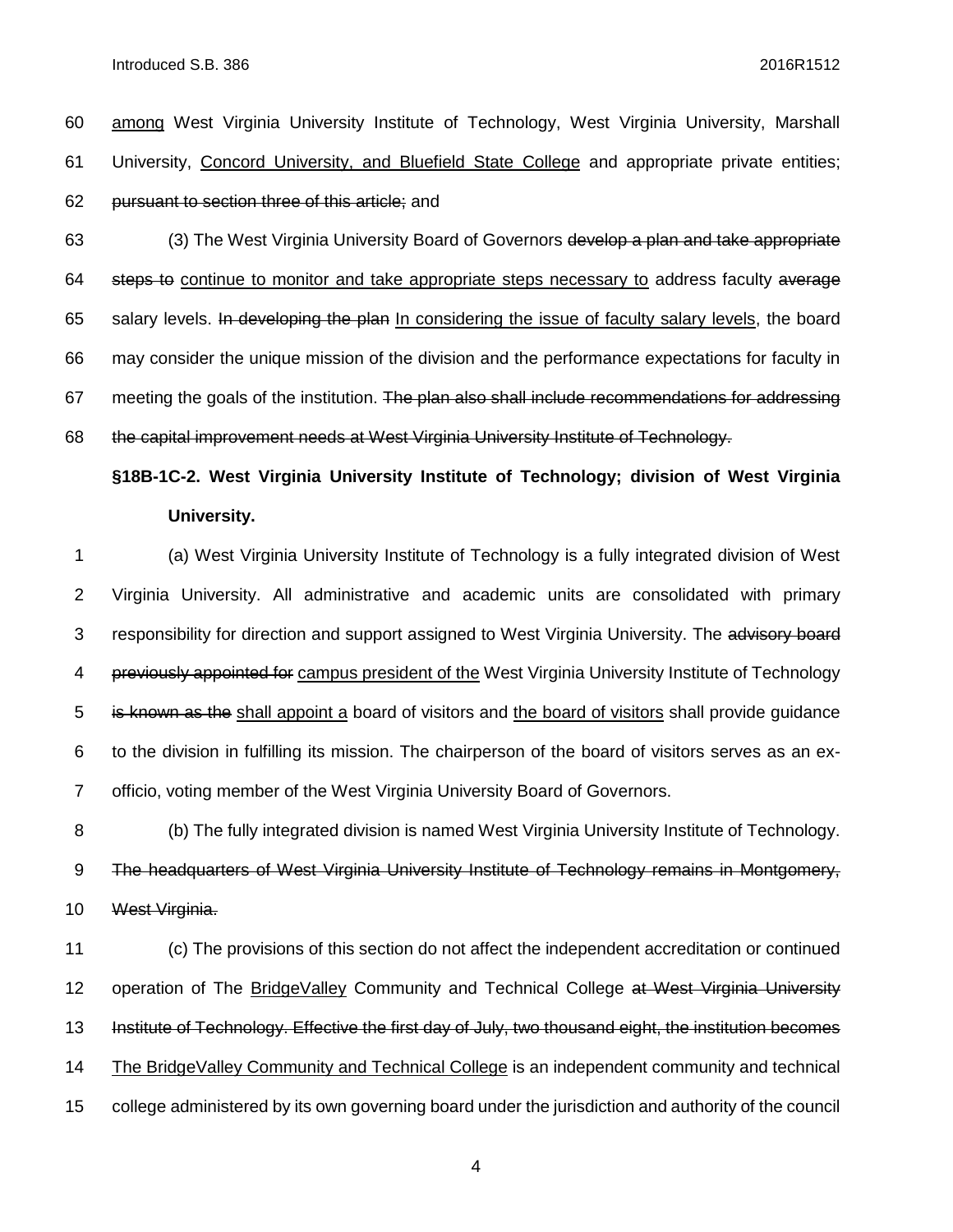among West Virginia University Institute of Technology, West Virginia University, Marshall University, Concord University, and Bluefield State College and appropriate private entities; pursuant to section three of this article; and

(3) The West Virginia University Board of Governors develop a plan and take appropriate steps to continue to monitor and take appropriate steps necessary to address faculty average salary levels. In developing the plan In considering the issue of faculty salary levels, the board may consider the unique mission of the division and the performance expectations for faculty in meeting the goals of the institution. The plan also shall include recommendations for addressing the capital improvement needs at West Virginia University Institute of Technology.

**§18B-1C-2. West Virginia University Institute of Technology; division of West Virginia University.**

(a) West Virginia University Institute of Technology is a fully integrated division of West Virginia University. All administrative and academic units are consolidated with primary responsibility for direction and support assigned to West Virginia University. The advisory board previously appointed for campus president of the West Virginia University Institute of Technology is known as the shall appoint a board of visitors and the board of visitors shall provide guidance to the division in fulfilling its mission. The chairperson of the board of visitors serves as an ex-officio, voting member of the West Virginia University Board of Governors.

(b) The fully integrated division is named West Virginia University Institute of Technology. The headquarters of West Virginia University Institute of Technology remains in Montgomery, West Virginia.

(c) The provisions of this section do not affect the independent accreditation or continued operation of The BridgeValley Community and Technical College at West Virginia University Institute of Technology. Effective the first day of July, two thousand eight, the institution becomes The BridgeValley Community and Technical College is an independent community and technical college administered by its own governing board under the jurisdiction and authority of the council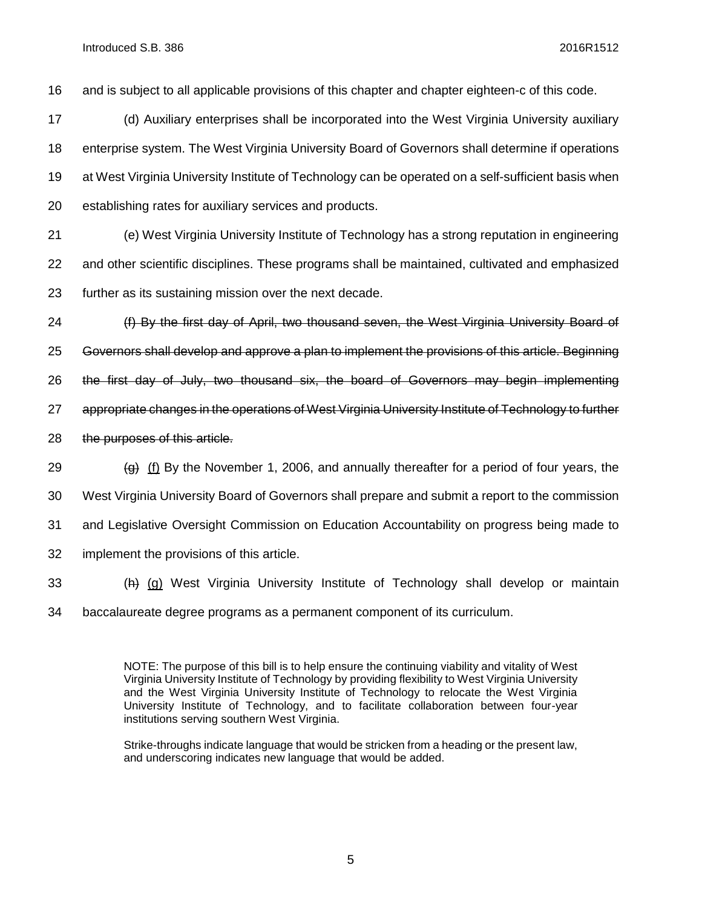and is subject to all applicable provisions of this chapter and chapter eighteen-c of this code.

(d) Auxiliary enterprises shall be incorporated into the West Virginia University auxiliary enterprise system. The West Virginia University Board of Governors shall determine if operations at West Virginia University Institute of Technology can be operated on a self-sufficient basis when establishing rates for auxiliary services and products.

(e) West Virginia University Institute of Technology has a strong reputation in engineering and other scientific disciplines. These programs shall be maintained, cultivated and emphasized further as its sustaining mission over the next decade.

~~(f) By the first day of April, two thousand seven, the West Virginia University Board of Governors shall develop and approve a plan to implement the provisions of this article. Beginning the first day of July, two thousand six, the board of Governors may begin implementing appropriate changes in the operations of West Virginia University Institute of Technology to further the purposes of this article.~~

~~(g)~~ <u>(f)</u> By the November 1, 2006, and annually thereafter for a period of four years, the West Virginia University Board of Governors shall prepare and submit a report to the commission and Legislative Oversight Commission on Education Accountability on progress being made to implement the provisions of this article.

(~~h)~~ <u>(g)</u> West Virginia University Institute of Technology shall develop or maintain baccalaureate degree programs as a permanent component of its curriculum.

NOTE: The purpose of this bill is to help ensure the continuing viability and vitality of West Virginia University Institute of Technology by providing flexibility to West Virginia University and the West Virginia University Institute of Technology to relocate the West Virginia University Institute of Technology, and to facilitate collaboration between four-year institutions serving southern West Virginia.

Strike-throughs indicate language that would be stricken from a heading or the present law, and underscoring indicates new language that would be added.